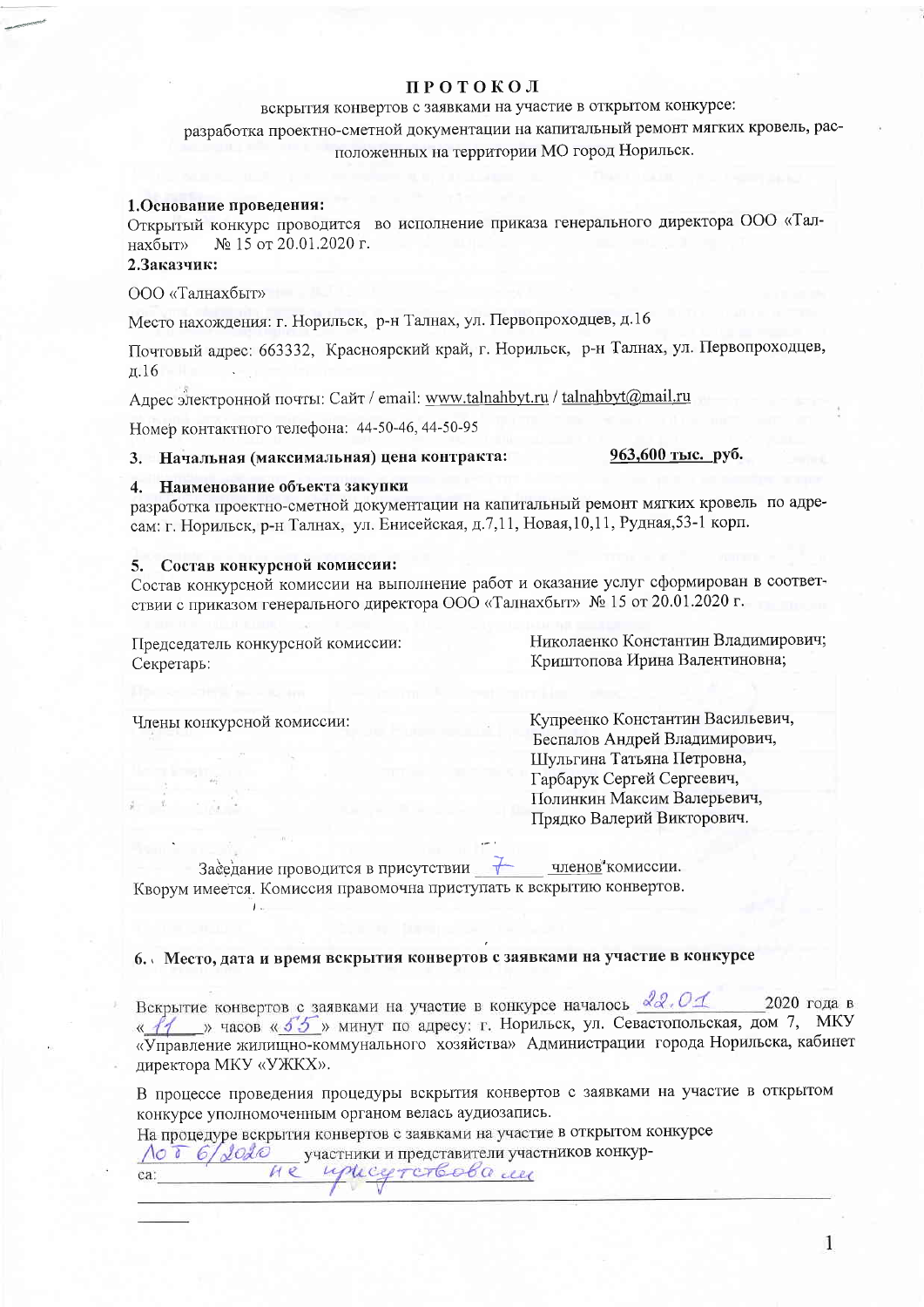# ПРОТОКОЛ

вскрытия конвертов с заявками на участие в открытом конкурсе:

разработка проектно-сметной документации на капитальный ремонт мягких кровель, расположенных на территории МО город Норильск.

**1.Основание проведения:**

Открытый конкурс проводится во исполнение приказа генерального директора ООО «Талнахбыт» № 15 от 20.01.2020 г.

**2.Заказчик:**

ООО «Талнахбыт»

Место нахождения: г. Норильск, р-н Талнах, ул. Первопроходцев, д.16

Почтовый адрес: 663332, Красноярский край, г. Норильск, р-н Талнах, ул. Первопроходцев, д.16

Адрес электронной почты: Сайт / email: www.talnahbyt.ru / talnahbyt@mail.ru

Номер контактного телефона: 44-50-46, 44-50-95

**3. Начальная (максимальная) цена контракта:** **963,600 тыс. руб.**

**4. Наименование объекта закупки**

разработка проектно-сметной документации на капитальный ремонт мягких кровель по адресам: г. Норильск, р-н Талнах, ул. Енисейская, д.7,11, Новая,10,11, Рудная,53-1 корп.

**5. Состав конкурсной комиссии:**

Состав конкурсной комиссии на выполнение работ и оказание услуг сформирован в соответствии с приказом генерального директора ООО «Талнахбыт» № 15 от 20.01.2020 г.

Председатель конкурсной комиссии: Николаенко Константин Владимирович;

Секретарь: Криштопова Ирина Валентиновна;

Члены конкурсной комиссии:

Купреенко Константин Васильевич,
Беспалов Андрей Владимирович,
Шульгина Татьяна Петровна,
Гарбарук Сергей Сергеевич,
Полинкин Максим Валерьевич,
Прядко Валерий Викторович.

Заседание проводится в присутствии 7 членов комиссии.
Кворум имеется. Комиссия правомочна приступать к вскрытию конвертов.

**6. Место, дата и время вскрытия конвертов с заявками на участие в конкурсе**

Вскрытие конвертов с заявками на участие в конкурсе началось 22.01 2020 года в «11» часов «55» минут по адресу: г. Норильск, ул. Севастопольская, дом 7, МКУ «Управление жилищно-коммунального хозяйства» Администрации города Норильска, кабинет директора МКУ «УЖКХ».

В процессе проведения процедуры вскрытия конвертов с заявками на участие в открытом конкурсе уполномоченным органом велась аудиозапись.

На процедуре вскрытия конвертов с заявками на участие в открытом конкурсе
№ 6/2020 участники и представители участников конкурса: не присутствовали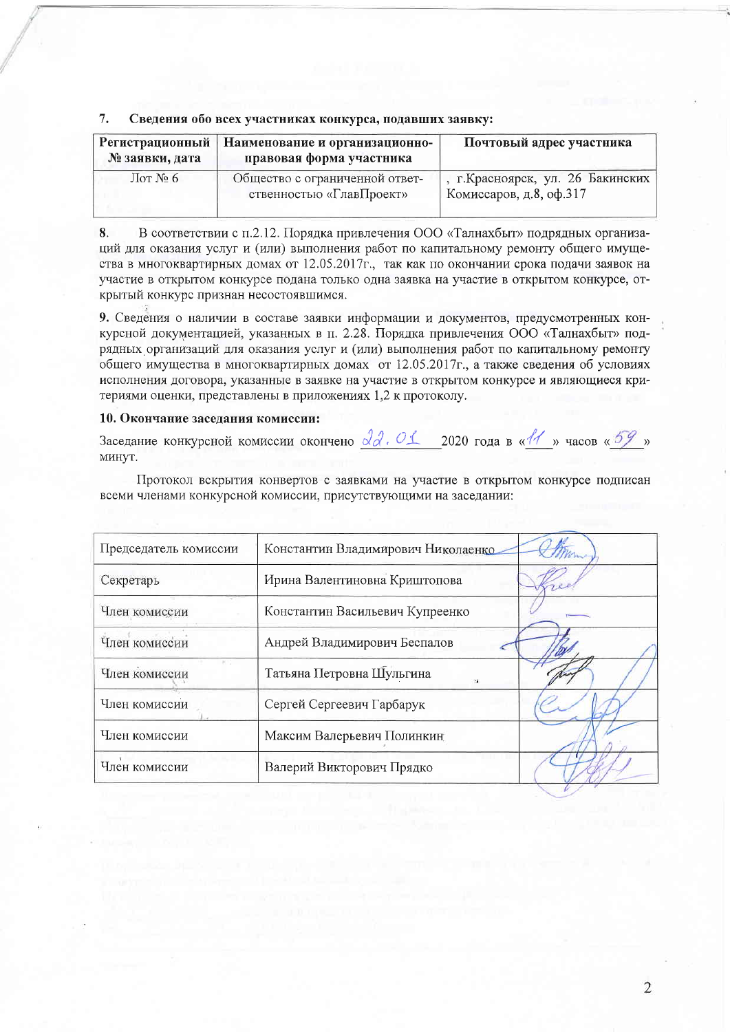**7. Сведения обо всех участниках конкурса, подавших заявку:**

| Регистрационный № заявки, дата | Наименование и организационно-правовая форма участника | Почтовый адрес участника |
|---|---|---|
| Лот № 6 | Общество с ограниченной ответственностью «ГлавПроект» | , г.Красноярск, ул. 26 Бакинских Комиссаров, д.8, оф.317 |

**8.** В соответствии с п.2.12. Порядка привлечения ООО «Талнахбыт» подрядных организаций для оказания услуг и (или) выполнения работ по капитальному ремонту общего имущества в многоквартирных домах от 12.05.2017г., так как по окончании срока подачи заявок на участие в открытом конкурсе подана только одна заявка на участие в открытом конкурсе, открытый конкурс признан несостоявшимся.

**9.** Сведения о наличии в составе заявки информации и документов, предусмотренных конкурсной документацией, указанных в п. 2.28. Порядка привлечения ООО «Талнахбыт» подрядных организаций для оказания услуг и (или) выполнения работ по капитальному ремонту общего имущества в многоквартирных домах от 12.05.2017г., а также сведения об условиях исполнения договора, указанные в заявке на участие в открытом конкурсе и являющиеся критериями оценки, представлены в приложениях 1,2 к протоколу.

**10. Окончание заседания комиссии:**

Заседание конкурсной комиссии окончено 22.01 2020 года в «11» часов «59» минут.

Протокол вскрытия конвертов с заявками на участие в открытом конкурсе подписан всеми членами конкурсной комиссии, присутствующими на заседании:

| | | |
|---|---|---|
| Председатель комиссии | Константин Владимирович Николаенко | |
| Секретарь | Ирина Валентиновна Криштопова | |
| Член комиссии | Константин Васильевич Купреенко | |
| Член комиссии | Андрей Владимирович Беспалов | |
| Член комиссии | Татьяна Петровна Шульгина | |
| Член комиссии | Сергей Сергеевич Гарбарук | |
| Член комиссии | Максим Валерьевич Полинкин | |
| Член комиссии | Валерий Викторович Прядко | |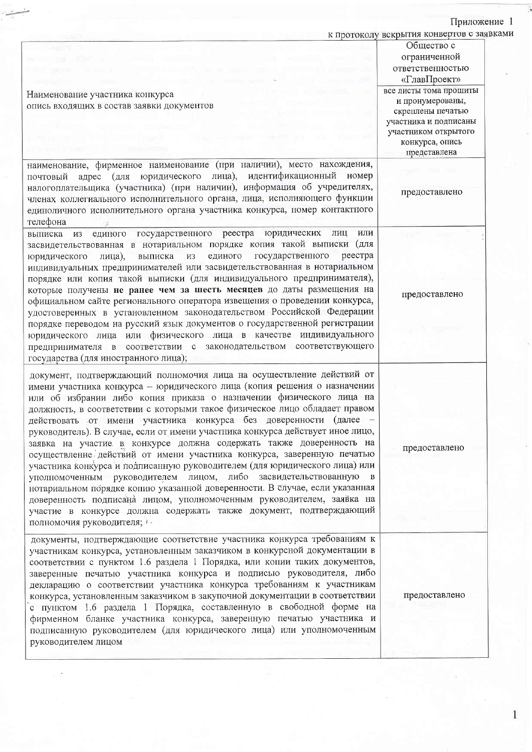Приложение 1

к протоколу вскрытия конвертов с заявками

| Наименование участника конкурса<br>опись входящих в состав заявки документов | Общество с ограниченной ответственностью «ГлавПроект»<br>все листы тома прошиты и пронумерованы, скреплены печатью участника и подписаны участником открытого конкурса, опись представлена |
|---|---|
| наименование, фирменное наименование (при наличии), место нахождения, почтовый адрес (для юридического лица), идентификационный номер налогоплательщика (участника) (при наличии), информация об учредителях, членах коллегиального исполнительного органа, лица, исполняющего функции единоличного исполнительного органа участника конкурса, номер контактного телефона | предоставлено |
| выписка из единого государственного реестра юридических лиц или засвидетельствованная в нотариальном порядке копия такой выписки (для юридического лица), выписка из единого государственного реестра индивидуальных предпринимателей или засвидетельствованная в нотариальном порядке или копия такой выписки (для индивидуального предпринимателя), которые получены **не ранее чем за шесть месяцев** до даты размещения на официальном сайте регионального оператора извещения о проведении конкурса, удостоверенных в установленном законодательством Российской Федерации порядке переводом на русский язык документов о государственной регистрации юридического лица или физического лица в качестве индивидуального предпринимателя в соответствии с законодательством соответствующего государства (для иностранного лица); | предоставлено |
| документ, подтверждающий полномочия лица на осуществление действий от имени участника конкурса – юридического лица (копия решения о назначении или об избрании либо копия приказа о назначении физического лица на должность, в соответствии с которыми такое физическое лицо обладает правом действовать от имени участника конкурса без доверенности (далее – руководитель). В случае, если от имени участника конкурса действует иное лицо, заявка на участие в конкурсе должна содержать также доверенность на осуществление действий от имени участника конкурса, заверенную печатью участника конкурса и подписанную руководителем (для юридического лица) или уполномоченным руководителем лицом, либо засвидетельствованную в нотариальном порядке копию указанной доверенности. В случае, если указанная доверенность подписана лицом, уполномоченным руководителем, заявка на участие в конкурсе должна содержать также документ, подтверждающий полномочия руководителя; | предоставлено |
| документы, подтверждающие соответствие участника конкурса требованиям к участникам конкурса, установленным заказчиком в конкурсной документации в соответствии с пунктом 1.6 раздела 1 Порядка, или копии таких документов, заверенные печатью участника конкурса и подписью руководителя, либо декларацию о соответствии участника конкурса требованиям к участникам конкурса, установленным заказчиком в закупочной документации в соответствии с пунктом 1.6 раздела 1 Порядка, составленную в свободной форме на фирменном бланке участника конкурса, заверенную печатью участника и подписанную руководителем (для юридического лица) или уполномоченным руководителем лицом | предоставлено |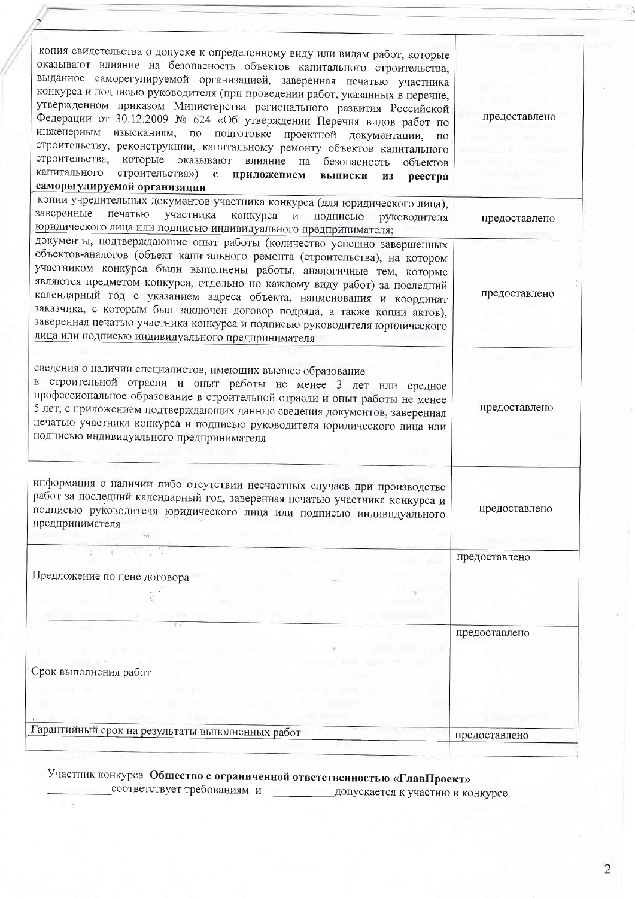| | |
|---|---|
| копия свидетельства о допуске к определенному виду или видам работ, которые оказывают влияние на безопасность объектов капитального строительства, выданное саморегулируемой организацией, заверенная печатью участника конкурса и подписью руководителя (при проведении работ, указанных в перечне, утвержденном приказом Министерства регионального развития Российской Федерации от 30.12.2009 № 624 «Об утверждении Перечня видов работ по инженерным изысканиям, по подготовке проектной документации, по строительству, реконструкции, капитальному ремонту объектов капитального строительства, которые оказывают влияние на безопасность объектов капитального строительства») **с приложением выписки из реестра саморегулируемой организации** | предоставлено |
| копии учредительных документов участника конкурса (для юридического лица), заверенные печатью участника конкурса и подписью руководителя юридического лица или подписью индивидуального предпринимателя; | предоставлено |
| документы, подтверждающие опыт работы (количество успешно завершенных объектов-аналогов (объект капитального ремонта (строительства), на котором участником конкурса были выполнены работы, аналогичные тем, которые являются предметом конкурса, отдельно по каждому виду работ) за последний календарный год с указанием адреса объекта, наименования и координат заказчика, с которым был заключен договор подряда, а также копии актов), заверенная печатью участника конкурса и подписью руководителя юридического лица или подписью индивидуального предпринимателя | предоставлено |
| сведения о наличии специалистов, имеющих высшее образование в строительной отрасли и опыт работы не менее 3 лет или среднее профессиональное образование в строительной отрасли и опыт работы не менее 5 лет, с приложением подтверждающих данные сведения документов, заверенная печатью участника конкурса и подписью руководителя юридического лица или подписью индивидуального предпринимателя | предоставлено |
| информация о наличии либо отсутствии несчастных случаев при производстве работ за последний календарный год, заверенная печатью участника конкурса и подписью руководителя юридического лица или подписью индивидуального предпринимателя | предоставлено |
| Предложение по цене договора | предоставлено |
| Срок выполнения работ | предоставлено |
| Гарантийный срок на результаты выполненных работ | предоставлено |

Участник конкурса **Общество с ограниченной ответственностью «ГлавПроект»**
__________соответствует требованиям и __________допускается к участию в конкурсе.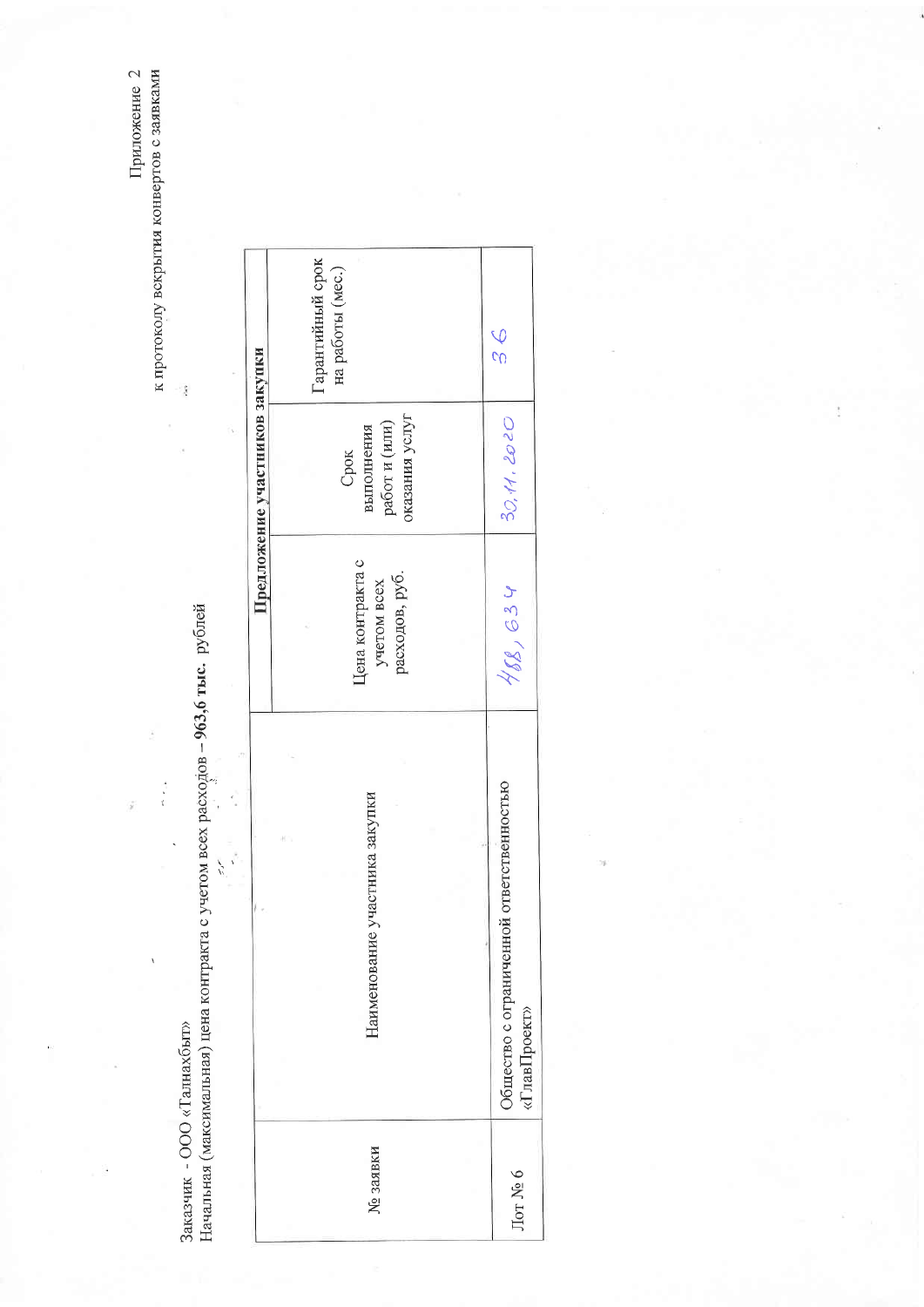Приложение 2
к протоколу вскрытия конвертов с заявками

Заказчик - ООО «Талнахбыт»
Начальная (максимальная) цена контракта с учетом всех расходов – **963,6 тыс.** рублей

| № заявки | Наименование участника закупки | Предложение участников закупки | | |
|---|---|---|---|---|
| | | Цена контракта с учетом всех расходов, руб. | Срок выполнения работ и (или) оказания услуг | Гарантийный срок на работы (мес.) |
| Лот № 6 | Общество с ограниченной ответственностью «ГлавПроект» | 488,634 | 30.11.2020 | 36 |